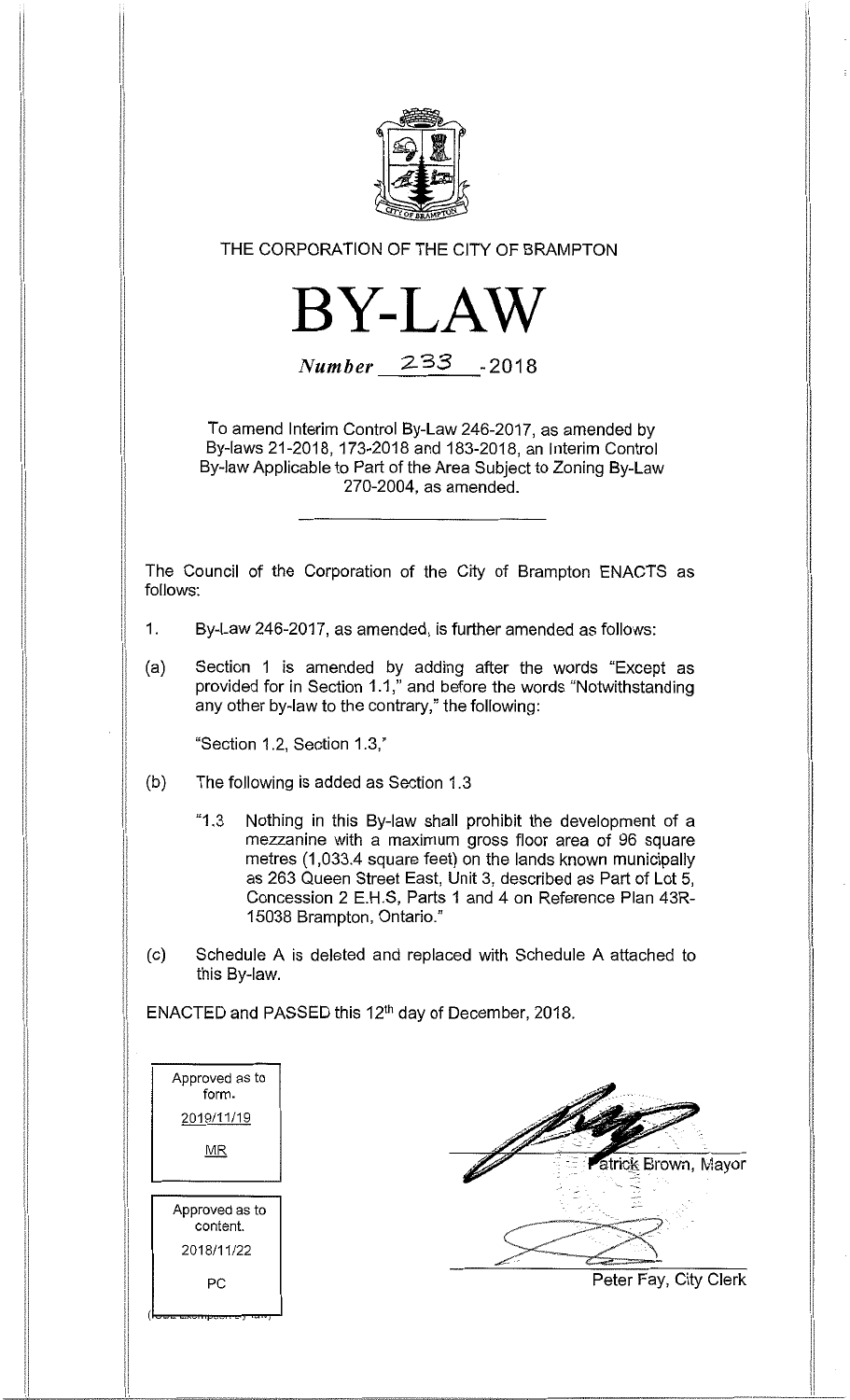THE CORPORATION OF THE CITY OF BRAMPTON

# BY-LAW

*Number* 233 -2018

To amend Interim Control By-Law 246-2017, as amended by By-laws 21-2018, 173-2018 and 183-2018, an Interim Control By-law Applicable to Part of the Area Subject to Zoning By-Law 270-2004, as amended.

---

The Council of the Corporation of the City of Brampton ENACTS as follows:

1. By-Law 246-2017, as amended, is further amended as follows:

(a) Section 1 is amended by adding after the words "Except as provided for in Section 1.1," and before the words "Notwithstanding any other by-law to the contrary," the following:

"Section 1.2, Section 1.3,"

(b) The following is added as Section 1.3

"1.3 Nothing in this By-law shall prohibit the development of a mezzanine with a maximum gross floor area of 96 square metres (1,033.4 square feet) on the lands known municipally as 263 Queen Street East, Unit 3, described as Part of Lot 5, Concession 2 E.H.S, Parts 1 and 4 on Reference Plan 43R-15038 Brampton, Ontario."

(c) Schedule A is deleted and replaced with Schedule A attached to this By-law.

ENACTED and PASSED this 12th day of December, 2018.

| Approved as to form. |
|---|
| 2019/11/19 |
| MR |

| Approved as to content. |
|---|
| 2018/11/22 |
| PC |

Patrick Brown, Mayor

Peter Fay, City Clerk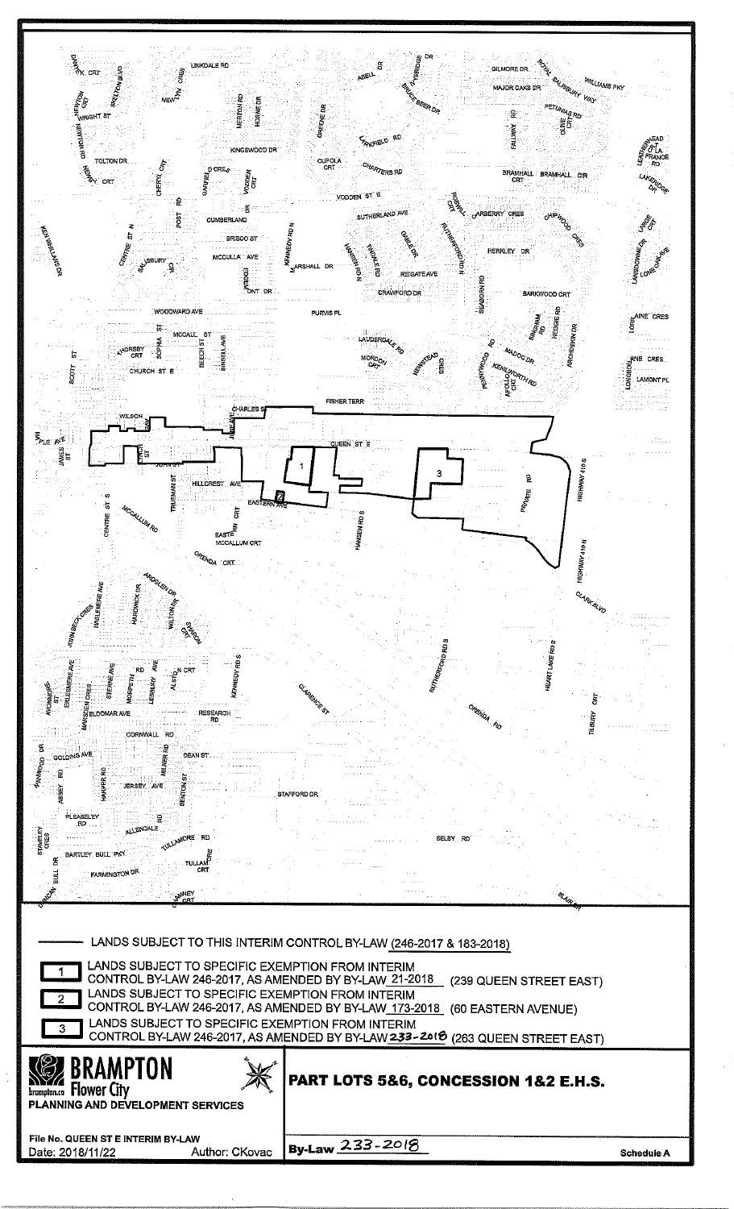LANDS SUBJECT TO THIS INTERIM CONTROL BY-LAW (246-2017 & 183-2018)

1 — LANDS SUBJECT TO SPECIFIC EXEMPTION FROM INTERIM CONTROL BY-LAW 246-2017, AS AMENDED BY BY-LAW 21-2018 (239 QUEEN STREET EAST)

2 — LANDS SUBJECT TO SPECIFIC EXEMPTION FROM INTERIM CONTROL BY-LAW 246-2017, AS AMENDED BY BY-LAW 173-2018 (60 EASTERN AVENUE)

3 — LANDS SUBJECT TO SPECIFIC EXEMPTION FROM INTERIM CONTROL BY-LAW 246-2017, AS AMENDED BY BY-LAW 233-2018 (263 QUEEN STREET EAST)

**BRAMPTON**
brampton.ca **Flower City**
PLANNING AND DEVELOPMENT SERVICES

**PART LOTS 5&6, CONCESSION 1&2 E.H.S.**

File No. QUEEN ST E INTERIM BY-LAW
Date: 2018/11/22 Author: CKovac

**By-Law 233-2018**

**Schedule A**